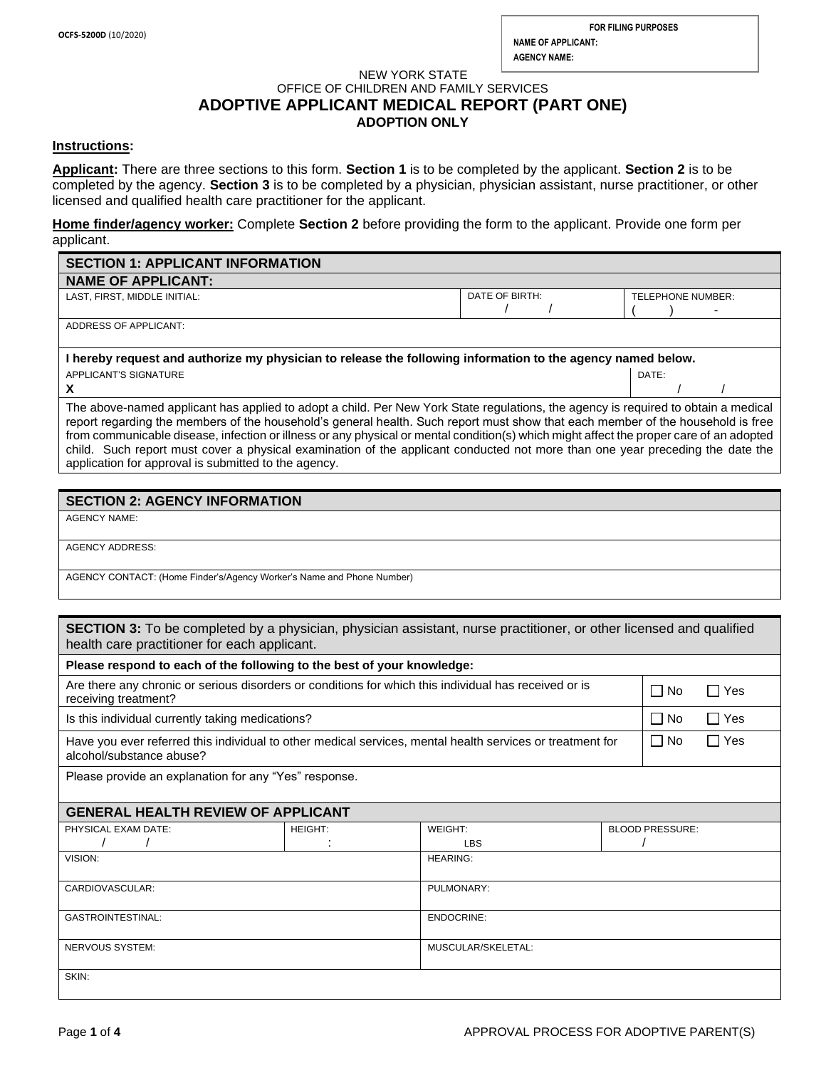OCFS-5200D (10/2020)

| FOR FILING PURPOSES |
|---|
| NAME OF APPLICANT: |
| AGENCY NAME: |

NEW YORK STATE
OFFICE OF CHILDREN AND FAMILY SERVICES

# ADOPTIVE APPLICANT MEDICAL REPORT (PART ONE)

## ADOPTION ONLY

**Instructions:**

**Applicant:** There are three sections to this form. **Section 1** is to be completed by the applicant. **Section 2** is to be completed by the agency. **Section 3** is to be completed by a physician, physician assistant, nurse practitioner, or other licensed and qualified health care practitioner for the applicant.

**Home finder/agency worker:** Complete **Section 2** before providing the form to the applicant. Provide one form per applicant.

| **SECTION 1: APPLICANT INFORMATION** | | |
|---|---|---|
| **NAME OF APPLICANT:** | | |
| LAST, FIRST, MIDDLE INITIAL: | DATE OF BIRTH: / / | TELEPHONE NUMBER: ( ) - |
| ADDRESS OF APPLICANT: | | |
| **I hereby request and authorize my physician to release the following information to the agency named below.** | | |
| APPLICANT'S SIGNATURE X | | DATE: / / |

The above-named applicant has applied to adopt a child. Per New York State regulations, the agency is required to obtain a medical report regarding the members of the household's general health. Such report must show that each member of the household is free from communicable disease, infection or illness or any physical or mental condition(s) which might affect the proper care of an adopted child. Such report must cover a physical examination of the applicant conducted not more than one year preceding the date the application for approval is submitted to the agency.

| **SECTION 2: AGENCY INFORMATION** |
|---|
| AGENCY NAME: |
| AGENCY ADDRESS: |
| AGENCY CONTACT: (Home Finder's/Agency Worker's Name and Phone Number) |

**SECTION 3:** To be completed by a physician, physician assistant, nurse practitioner, or other licensed and qualified health care practitioner for each applicant.

| **Please respond to each of the following to the best of your knowledge:** | |
|---|---|
| Are there any chronic or serious disorders or conditions for which this individual has received or is receiving treatment? | ☐ No ☐ Yes |
| Is this individual currently taking medications? | ☐ No ☐ Yes |
| Have you ever referred this individual to other medical services, mental health services or treatment for alcohol/substance abuse? | ☐ No ☐ Yes |
| Please provide an explanation for any "Yes" response. | |

| **GENERAL HEALTH REVIEW OF APPLICANT** | | | |
|---|---|---|---|
| PHYSICAL EXAM DATE: / / | HEIGHT: : | WEIGHT: LBS | BLOOD PRESSURE: / |
| VISION: | | HEARING: | |
| CARDIOVASCULAR: | | PULMONARY: | |
| GASTROINTESTINAL: | | ENDOCRINE: | |
| NERVOUS SYSTEM: | | MUSCULAR/SKELETAL: | |
| SKIN: | | | |

APPROVAL PROCESS FOR ADOPTIVE PARENT(S)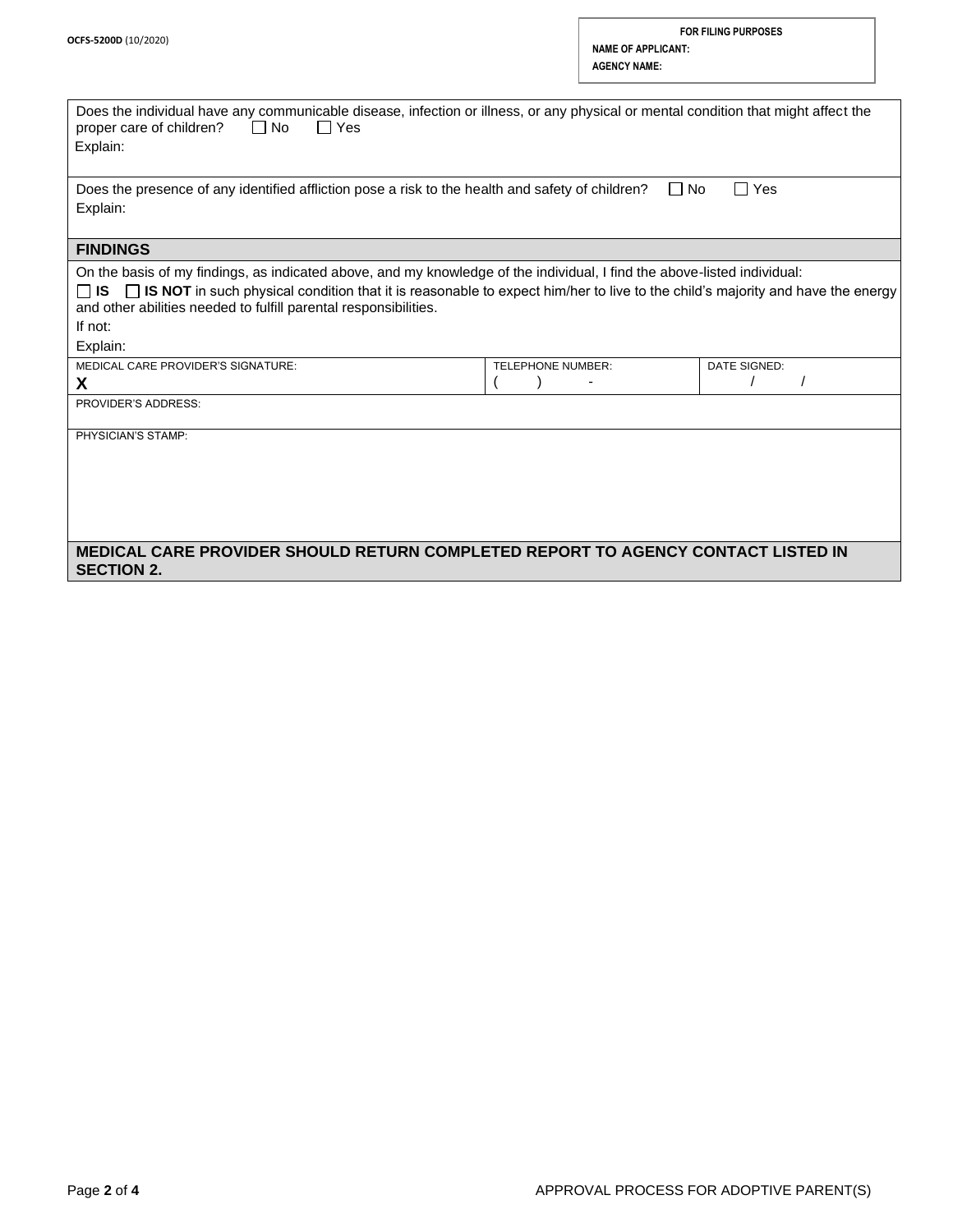OCFS-5200D (10/2020)

**FOR FILING PURPOSES**
**NAME OF APPLICANT:**
**AGENCY NAME:**

Does the individual have any communicable disease, infection or illness, or any physical or mental condition that might affect the proper care of children? ☐ No ☐ Yes

Explain:

Does the presence of any identified affliction pose a risk to the health and safety of children? ☐ No ☐ Yes

Explain:

## FINDINGS

On the basis of my findings, as indicated above, and my knowledge of the individual, I find the above-listed individual:

☐ **IS** ☐ **IS NOT** in such physical condition that it is reasonable to expect him/her to live to the child's majority and have the energy and other abilities needed to fulfill parental responsibilities.

If not:

Explain:

| MEDICAL CARE PROVIDER'S SIGNATURE: | TELEPHONE NUMBER: | DATE SIGNED: |
|---|---|---|
| **X** | ( ) - | / / |

PROVIDER'S ADDRESS:

PHYSICIAN'S STAMP:

**MEDICAL CARE PROVIDER SHOULD RETURN COMPLETED REPORT TO AGENCY CONTACT LISTED IN SECTION 2.**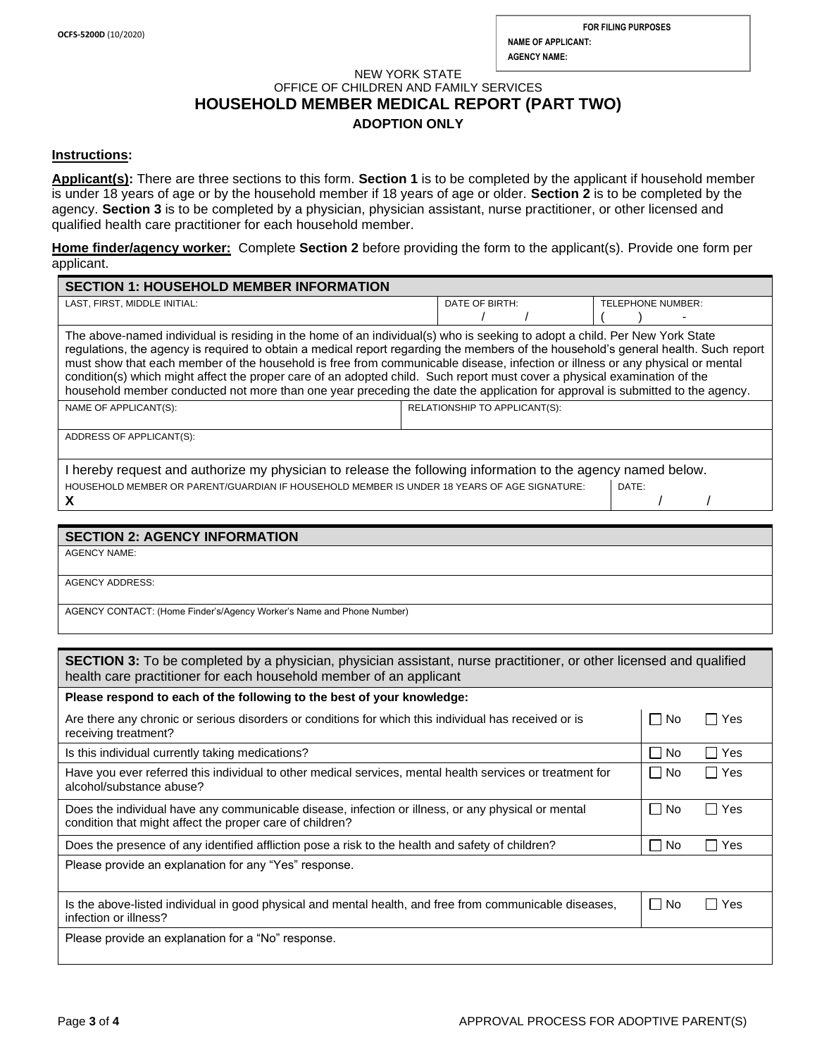OCFS-5200D (10/2020)

| FOR FILING PURPOSES |
|---|
| NAME OF APPLICANT: |
| AGENCY NAME: |

NEW YORK STATE
OFFICE OF CHILDREN AND FAMILY SERVICES

# HOUSEHOLD MEMBER MEDICAL REPORT (PART TWO)

## ADOPTION ONLY

**Instructions:**

**Applicant(s):** There are three sections to this form. **Section 1** is to be completed by the applicant if household member is under 18 years of age or by the household member if 18 years of age or older. **Section 2** is to be completed by the agency. **Section 3** is to be completed by a physician, physician assistant, nurse practitioner, or other licensed and qualified health care practitioner for each household member.

**Home finder/agency worker:** Complete **Section 2** before providing the form to the applicant(s). Provide one form per applicant.

| SECTION 1: HOUSEHOLD MEMBER INFORMATION | | |
|---|---|---|
| LAST, FIRST, MIDDLE INITIAL: | DATE OF BIRTH: / / | TELEPHONE NUMBER: ( ) - |
| The above-named individual is residing in the home of an individual(s) who is seeking to adopt a child. Per New York State regulations, the agency is required to obtain a medical report regarding the members of the household's general health. Such report must show that each member of the household is free from communicable disease, infection or illness or any physical or mental condition(s) which might affect the proper care of an adopted child. Such report must cover a physical examination of the household member conducted not more than one year preceding the date the application for approval is submitted to the agency. | | |
| NAME OF APPLICANT(S): | RELATIONSHIP TO APPLICANT(S): | |
| ADDRESS OF APPLICANT(S): | | |
| I hereby request and authorize my physician to release the following information to the agency named below. | | |
| HOUSEHOLD MEMBER OR PARENT/GUARDIAN IF HOUSEHOLD MEMBER IS UNDER 18 YEARS OF AGE SIGNATURE: X | | DATE: / / |

| SECTION 2: AGENCY INFORMATION |
|---|
| AGENCY NAME: |
| AGENCY ADDRESS: |
| AGENCY CONTACT: (Home Finder's/Agency Worker's Name and Phone Number) |

| SECTION 3: To be completed by a physician, physician assistant, nurse practitioner, or other licensed and qualified health care practitioner for each household member of an applicant | | |
|---|---|---|
| **Please respond to each of the following to the best of your knowledge:** | | |
| Are there any chronic or serious disorders or conditions for which this individual has received or is receiving treatment? | ☐ No | ☐ Yes |
| Is this individual currently taking medications? | ☐ No | ☐ Yes |
| Have you ever referred this individual to other medical services, mental health services or treatment for alcohol/substance abuse? | ☐ No | ☐ Yes |
| Does the individual have any communicable disease, infection or illness, or any physical or mental condition that might affect the proper care of children? | ☐ No | ☐ Yes |
| Does the presence of any identified affliction pose a risk to the health and safety of children? | ☐ No | ☐ Yes |
| Please provide an explanation for any "Yes" response. | | |
| Is the above-listed individual in good physical and mental health, and free from communicable diseases, infection or illness? | ☐ No | ☐ Yes |
| Please provide an explanation for a "No" response. | | |

APPROVAL PROCESS FOR ADOPTIVE PARENT(S)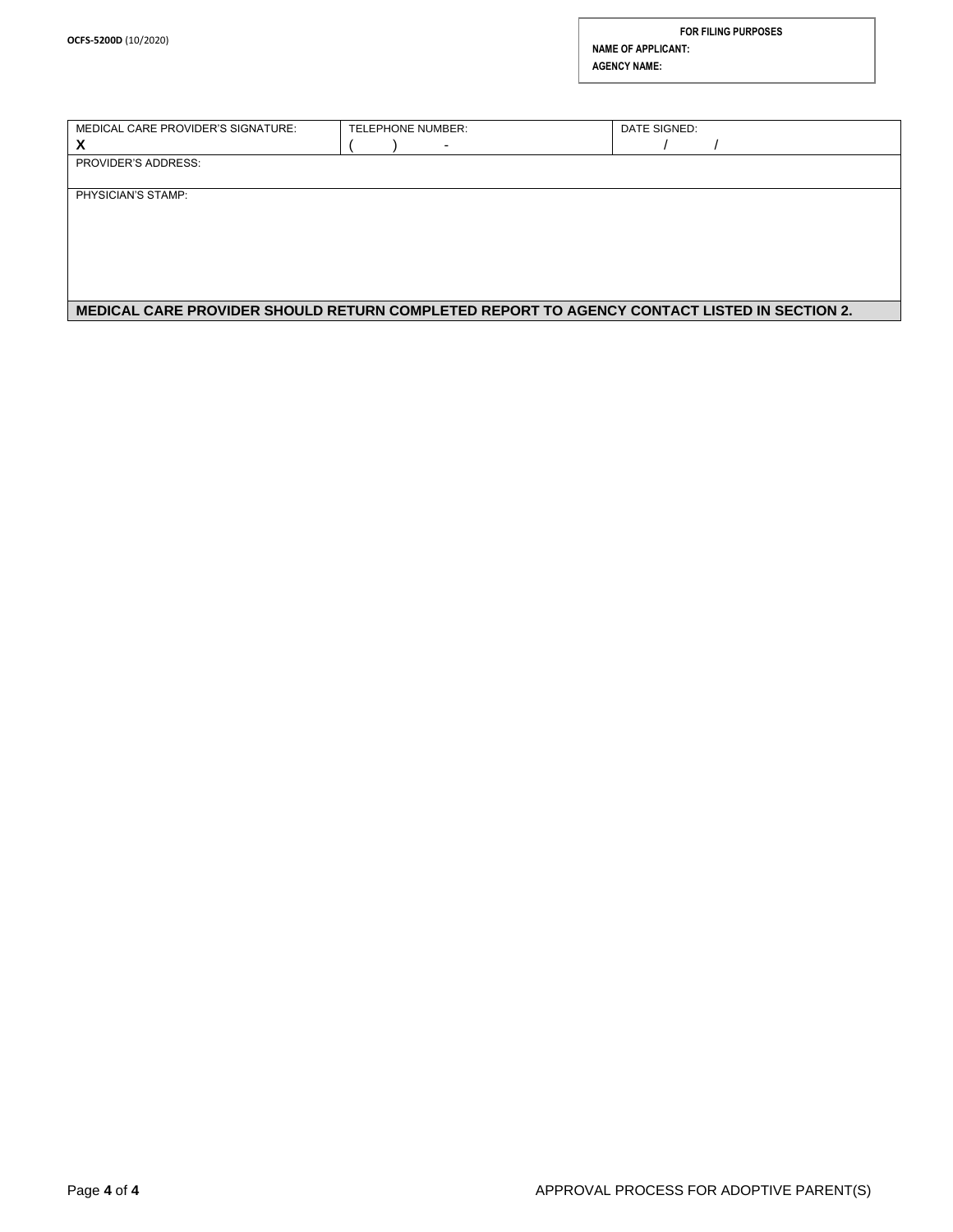| FOR FILING PURPOSES |
|---|
| NAME OF APPLICANT: |
| AGENCY NAME: |

| | | |
|---|---|---|
| MEDICAL CARE PROVIDER'S SIGNATURE:<br>X | TELEPHONE NUMBER:<br>(      )      - | DATE SIGNED:<br>/      / |
| PROVIDER'S ADDRESS: | | |
| PHYSICIAN'S STAMP: | | |

**MEDICAL CARE PROVIDER SHOULD RETURN COMPLETED REPORT TO AGENCY CONTACT LISTED IN SECTION 2.**